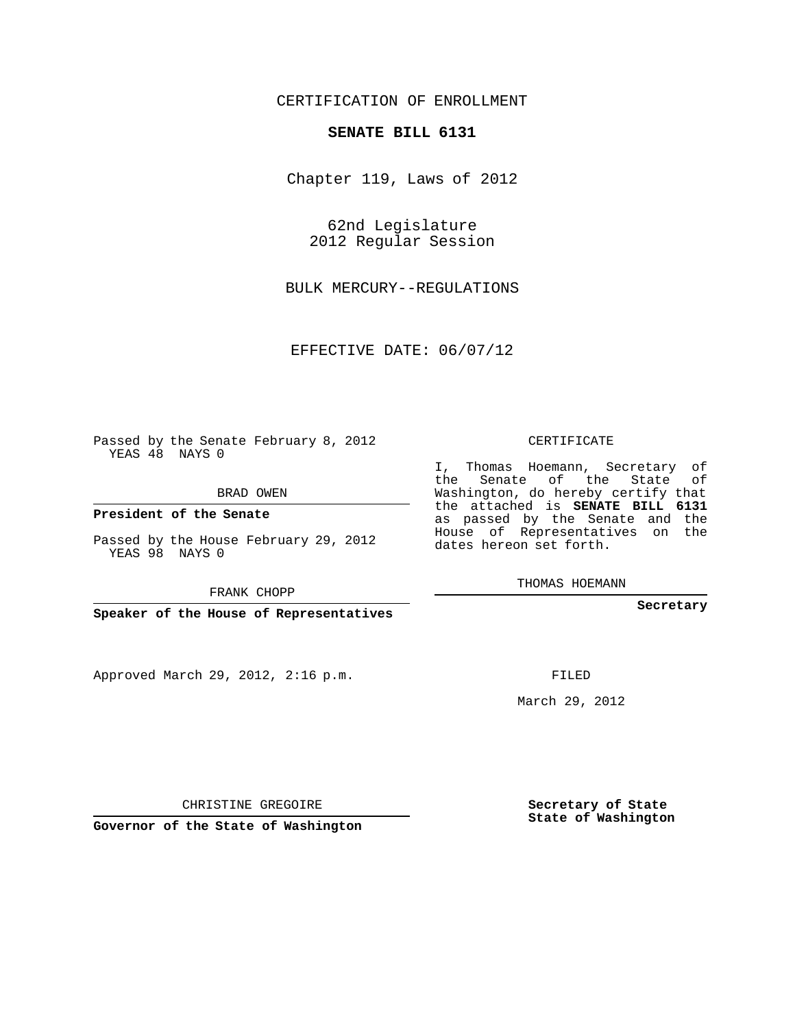CERTIFICATION OF ENROLLMENT

**SENATE BILL 6131**

Chapter 119, Laws of 2012

62nd Legislature
2012 Regular Session

BULK MERCURY--REGULATIONS

EFFECTIVE DATE: 06/07/12

Passed by the Senate February 8, 2012
YEAS 48 NAYS 0

BRAD OWEN

**President of the Senate**

Passed by the House February 29, 2012
YEAS 98 NAYS 0

FRANK CHOPP

**Speaker of the House of Representatives**

CERTIFICATE

I, Thomas Hoemann, Secretary of the Senate of the State of Washington, do hereby certify that the attached is **SENATE BILL 6131** as passed by the Senate and the House of Representatives on the dates hereon set forth.

THOMAS HOEMANN

**Secretary**

Approved March 29, 2012, 2:16 p.m.

FILED

March 29, 2012

CHRISTINE GREGOIRE

**Governor of the State of Washington**

**Secretary of State**
**State of Washington**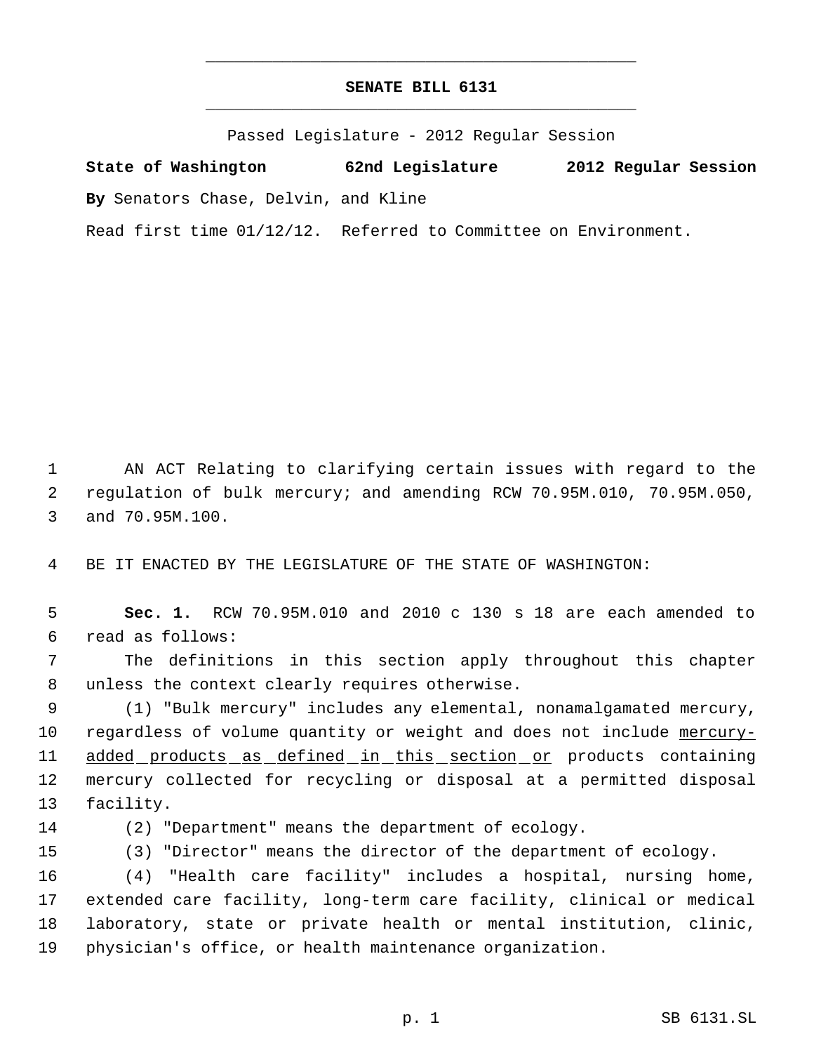# SENATE BILL 6131

Passed Legislature - 2012 Regular Session

**State of Washington 62nd Legislature 2012 Regular Session**

**By** Senators Chase, Delvin, and Kline

Read first time 01/12/12. Referred to Committee on Environment.

AN ACT Relating to clarifying certain issues with regard to the regulation of bulk mercury; and amending RCW 70.95M.010, 70.95M.050, and 70.95M.100.

BE IT ENACTED BY THE LEGISLATURE OF THE STATE OF WASHINGTON:

**Sec. 1.** RCW 70.95M.010 and 2010 c 130 s 18 are each amended to read as follows:

The definitions in this section apply throughout this chapter unless the context clearly requires otherwise.

(1) "Bulk mercury" includes any elemental, nonamalgamated mercury, regardless of volume quantity or weight and does not include <u>mercury-added products as defined in this section or</u> products containing mercury collected for recycling or disposal at a permitted disposal facility.

(2) "Department" means the department of ecology.

(3) "Director" means the director of the department of ecology.

(4) "Health care facility" includes a hospital, nursing home, extended care facility, long-term care facility, clinical or medical laboratory, state or private health or mental institution, clinic, physician's office, or health maintenance organization.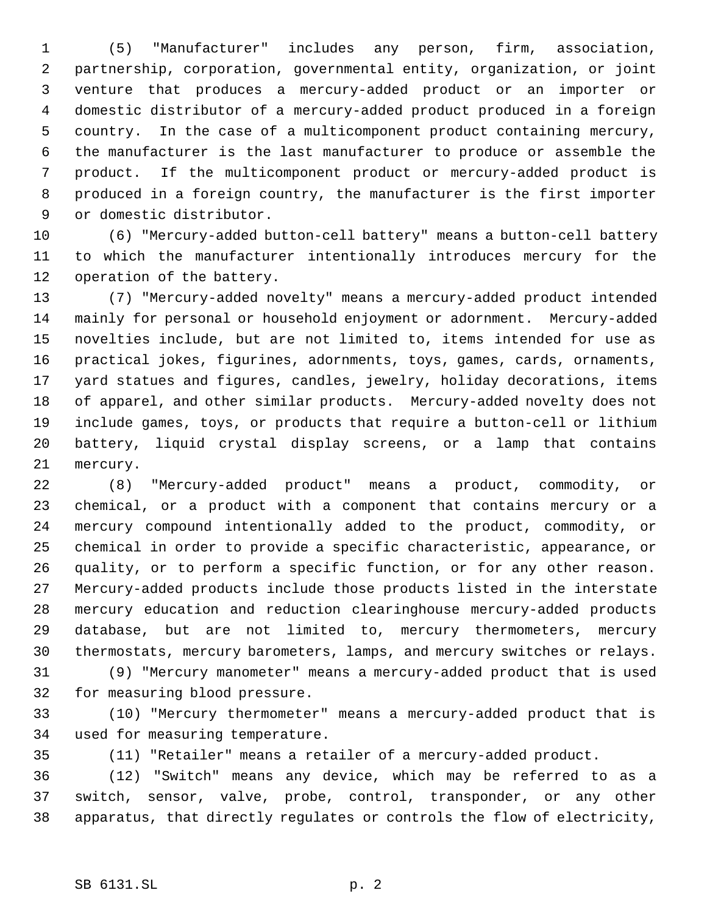(5) "Manufacturer" includes any person, firm, association, partnership, corporation, governmental entity, organization, or joint venture that produces a mercury-added product or an importer or domestic distributor of a mercury-added product produced in a foreign country. In the case of a multicomponent product containing mercury, the manufacturer is the last manufacturer to produce or assemble the product. If the multicomponent product or mercury-added product is produced in a foreign country, the manufacturer is the first importer or domestic distributor.

(6) "Mercury-added button-cell battery" means a button-cell battery to which the manufacturer intentionally introduces mercury for the operation of the battery.

(7) "Mercury-added novelty" means a mercury-added product intended mainly for personal or household enjoyment or adornment. Mercury-added novelties include, but are not limited to, items intended for use as practical jokes, figurines, adornments, toys, games, cards, ornaments, yard statues and figures, candles, jewelry, holiday decorations, items of apparel, and other similar products. Mercury-added novelty does not include games, toys, or products that require a button-cell or lithium battery, liquid crystal display screens, or a lamp that contains mercury.

(8) "Mercury-added product" means a product, commodity, or chemical, or a product with a component that contains mercury or a mercury compound intentionally added to the product, commodity, or chemical in order to provide a specific characteristic, appearance, or quality, or to perform a specific function, or for any other reason. Mercury-added products include those products listed in the interstate mercury education and reduction clearinghouse mercury-added products database, but are not limited to, mercury thermometers, mercury thermostats, mercury barometers, lamps, and mercury switches or relays.

(9) "Mercury manometer" means a mercury-added product that is used for measuring blood pressure.

(10) "Mercury thermometer" means a mercury-added product that is used for measuring temperature.

(11) "Retailer" means a retailer of a mercury-added product.

(12) "Switch" means any device, which may be referred to as a switch, sensor, valve, probe, control, transponder, or any other apparatus, that directly regulates or controls the flow of electricity,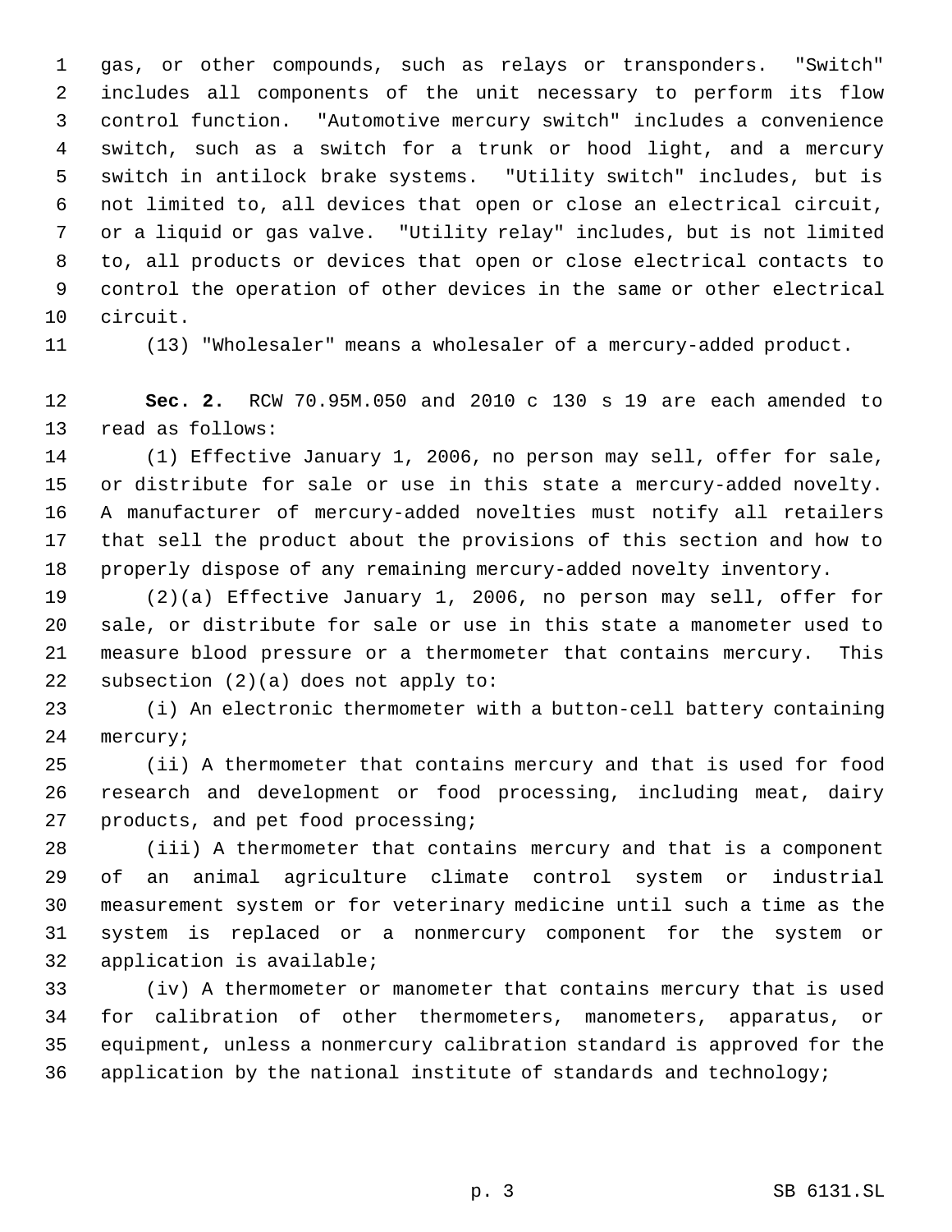gas, or other compounds, such as relays or transponders. "Switch" includes all components of the unit necessary to perform its flow control function. "Automotive mercury switch" includes a convenience switch, such as a switch for a trunk or hood light, and a mercury switch in antilock brake systems. "Utility switch" includes, but is not limited to, all devices that open or close an electrical circuit, or a liquid or gas valve. "Utility relay" includes, but is not limited to, all products or devices that open or close electrical contacts to control the operation of other devices in the same or other electrical circuit.

(13) "Wholesaler" means a wholesaler of a mercury-added product.

**Sec. 2.** RCW 70.95M.050 and 2010 c 130 s 19 are each amended to read as follows:

(1) Effective January 1, 2006, no person may sell, offer for sale, or distribute for sale or use in this state a mercury-added novelty. A manufacturer of mercury-added novelties must notify all retailers that sell the product about the provisions of this section and how to properly dispose of any remaining mercury-added novelty inventory.

(2)(a) Effective January 1, 2006, no person may sell, offer for sale, or distribute for sale or use in this state a manometer used to measure blood pressure or a thermometer that contains mercury. This subsection (2)(a) does not apply to:

(i) An electronic thermometer with a button-cell battery containing mercury;

(ii) A thermometer that contains mercury and that is used for food research and development or food processing, including meat, dairy products, and pet food processing;

(iii) A thermometer that contains mercury and that is a component of an animal agriculture climate control system or industrial measurement system or for veterinary medicine until such a time as the system is replaced or a nonmercury component for the system or application is available;

(iv) A thermometer or manometer that contains mercury that is used for calibration of other thermometers, manometers, apparatus, or equipment, unless a nonmercury calibration standard is approved for the application by the national institute of standards and technology;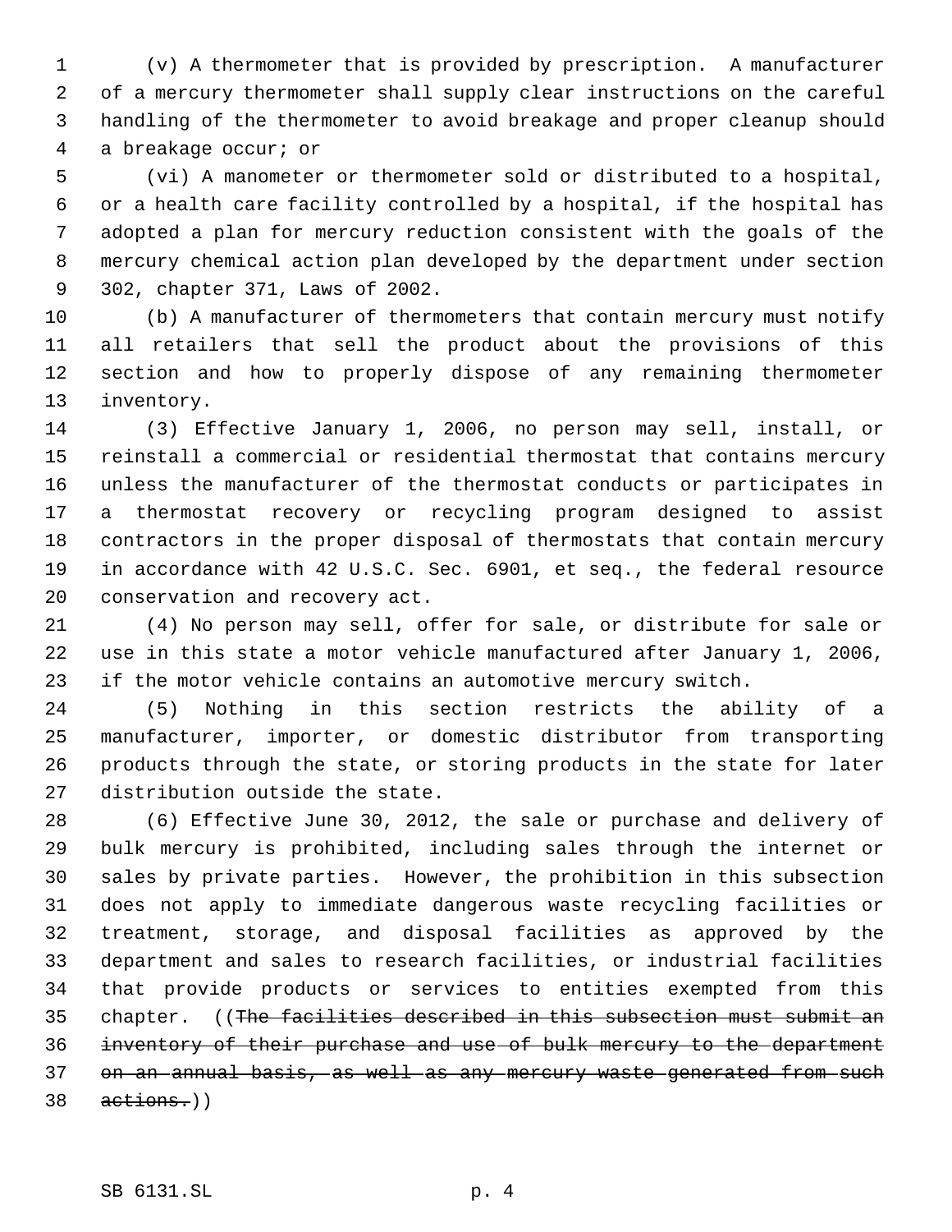(v) A thermometer that is provided by prescription. A manufacturer of a mercury thermometer shall supply clear instructions on the careful handling of the thermometer to avoid breakage and proper cleanup should a breakage occur; or

(vi) A manometer or thermometer sold or distributed to a hospital, or a health care facility controlled by a hospital, if the hospital has adopted a plan for mercury reduction consistent with the goals of the mercury chemical action plan developed by the department under section 302, chapter 371, Laws of 2002.

(b) A manufacturer of thermometers that contain mercury must notify all retailers that sell the product about the provisions of this section and how to properly dispose of any remaining thermometer inventory.

(3) Effective January 1, 2006, no person may sell, install, or reinstall a commercial or residential thermostat that contains mercury unless the manufacturer of the thermostat conducts or participates in a thermostat recovery or recycling program designed to assist contractors in the proper disposal of thermostats that contain mercury in accordance with 42 U.S.C. Sec. 6901, et seq., the federal resource conservation and recovery act.

(4) No person may sell, offer for sale, or distribute for sale or use in this state a motor vehicle manufactured after January 1, 2006, if the motor vehicle contains an automotive mercury switch.

(5) Nothing in this section restricts the ability of a manufacturer, importer, or domestic distributor from transporting products through the state, or storing products in the state for later distribution outside the state.

(6) Effective June 30, 2012, the sale or purchase and delivery of bulk mercury is prohibited, including sales through the internet or sales by private parties. However, the prohibition in this subsection does not apply to immediate dangerous waste recycling facilities or treatment, storage, and disposal facilities as approved by the department and sales to research facilities, or industrial facilities that provide products or services to entities exempted from this chapter. ((~~The facilities described in this subsection must submit an inventory of their purchase and use of bulk mercury to the department on an annual basis, as well as any mercury waste generated from such actions.~~))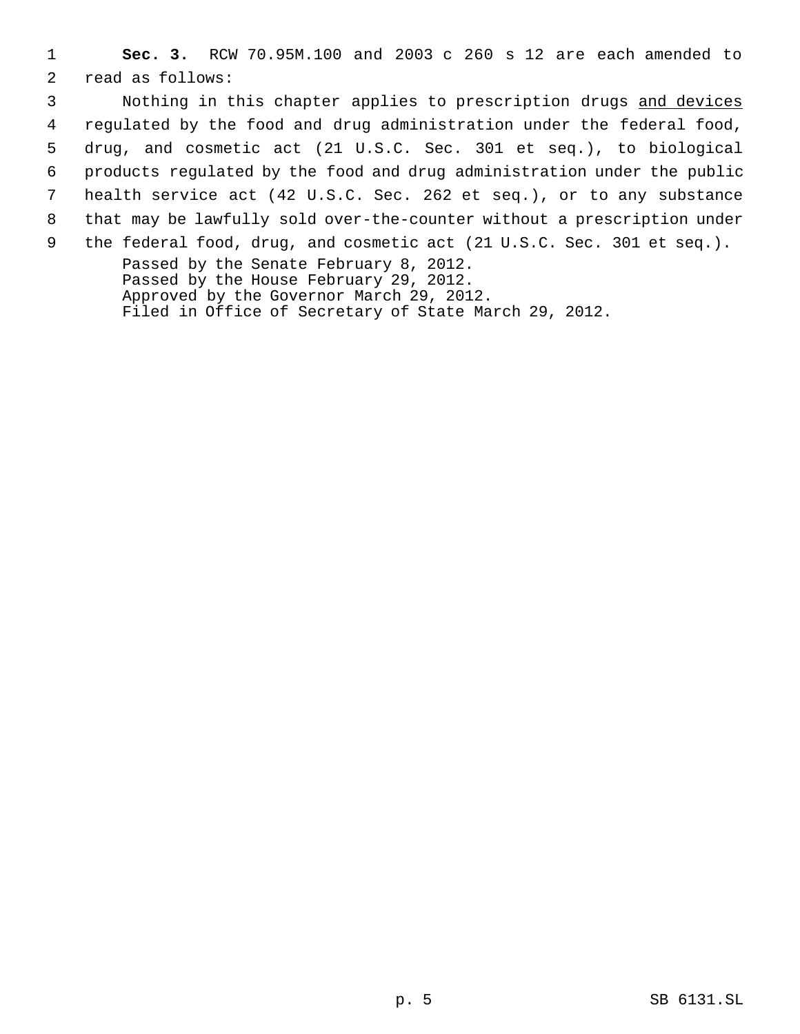**Sec. 3.** RCW 70.95M.100 and 2003 c 260 s 12 are each amended to read as follows:

Nothing in this chapter applies to prescription drugs <u>and devices</u> regulated by the food and drug administration under the federal food, drug, and cosmetic act (21 U.S.C. Sec. 301 et seq.), to biological products regulated by the food and drug administration under the public health service act (42 U.S.C. Sec. 262 et seq.), or to any substance that may be lawfully sold over-the-counter without a prescription under the federal food, drug, and cosmetic act (21 U.S.C. Sec. 301 et seq.).

Passed by the Senate February 8, 2012.
Passed by the House February 29, 2012.
Approved by the Governor March 29, 2012.
Filed in Office of Secretary of State March 29, 2012.